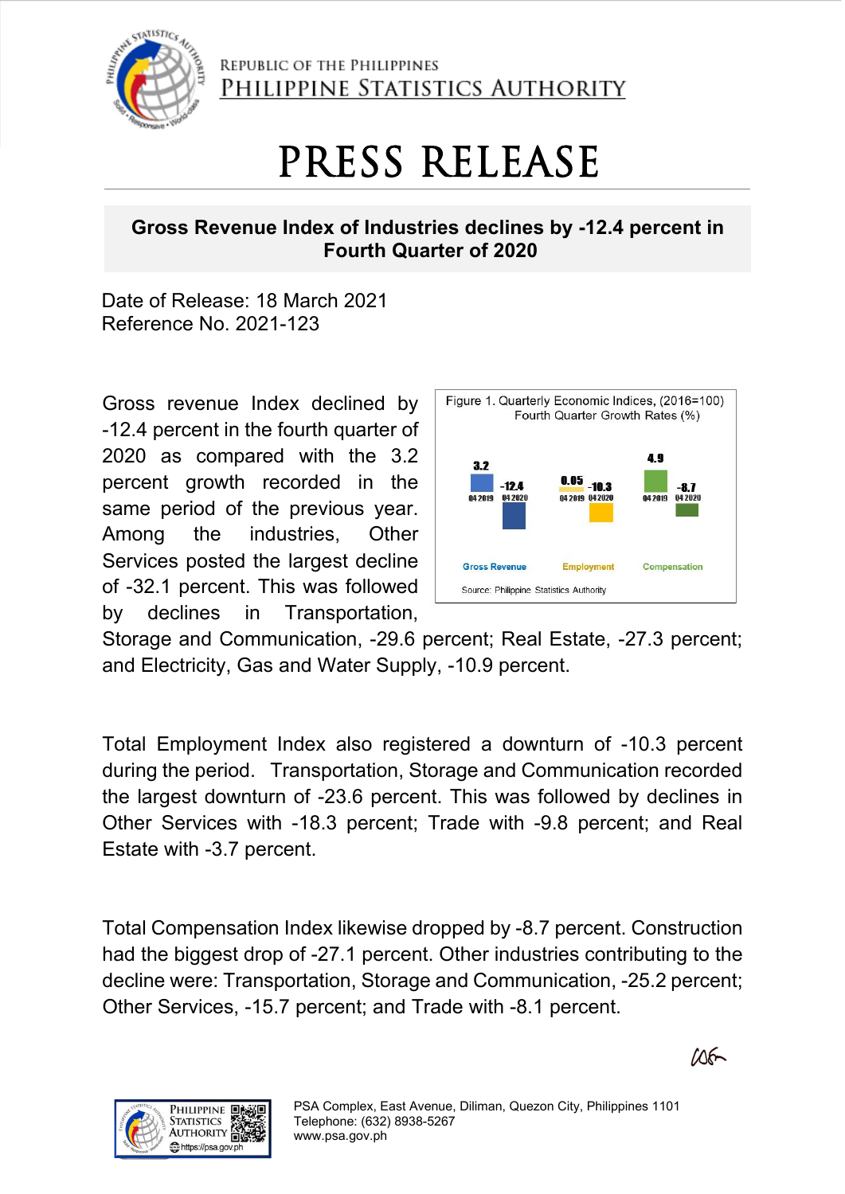REPUBLIC OF THE PHILIPPINES
PHILIPPINE STATISTICS AUTHORITY

# PRESS RELEASE

## Gross Revenue Index of Industries declines by -12.4 percent in Fourth Quarter of 2020

Date of Release: 18 March 2021
Reference No. 2021-123

Gross revenue Index declined by -12.4 percent in the fourth quarter of 2020 as compared with the 3.2 percent growth recorded in the same period of the previous year. Among the industries, Other Services posted the largest decline of -32.1 percent. This was followed by declines in Transportation, Storage and Communication, -29.6 percent; Real Estate, -27.3 percent; and Electricity, Gas and Water Supply, -10.9 percent.

Figure 1. Quarterly Economic Indices, (2016=100)
Fourth Quarter Growth Rates (%)

| | Q4 2019 | Q4 2020 |
|---|---|---|
| Gross Revenue | 3.2 | -12.4 |
| Employment | 0.05 | -10.3 |
| Compensation | 4.9 | -8.7 |

Source: Philippine Statistics Authority

Total Employment Index also registered a downturn of -10.3 percent during the period. Transportation, Storage and Communication recorded the largest downturn of -23.6 percent. This was followed by declines in Other Services with -18.3 percent; Trade with -9.8 percent; and Real Estate with -3.7 percent.

Total Compensation Index likewise dropped by -8.7 percent. Construction had the biggest drop of -27.1 percent. Other industries contributing to the decline were: Transportation, Storage and Communication, -25.2 percent; Other Services, -15.7 percent; and Trade with -8.1 percent.

PSA Complex, East Avenue, Diliman, Quezon City, Philippines 1101
Telephone: (632) 8938-5267
www.psa.gov.ph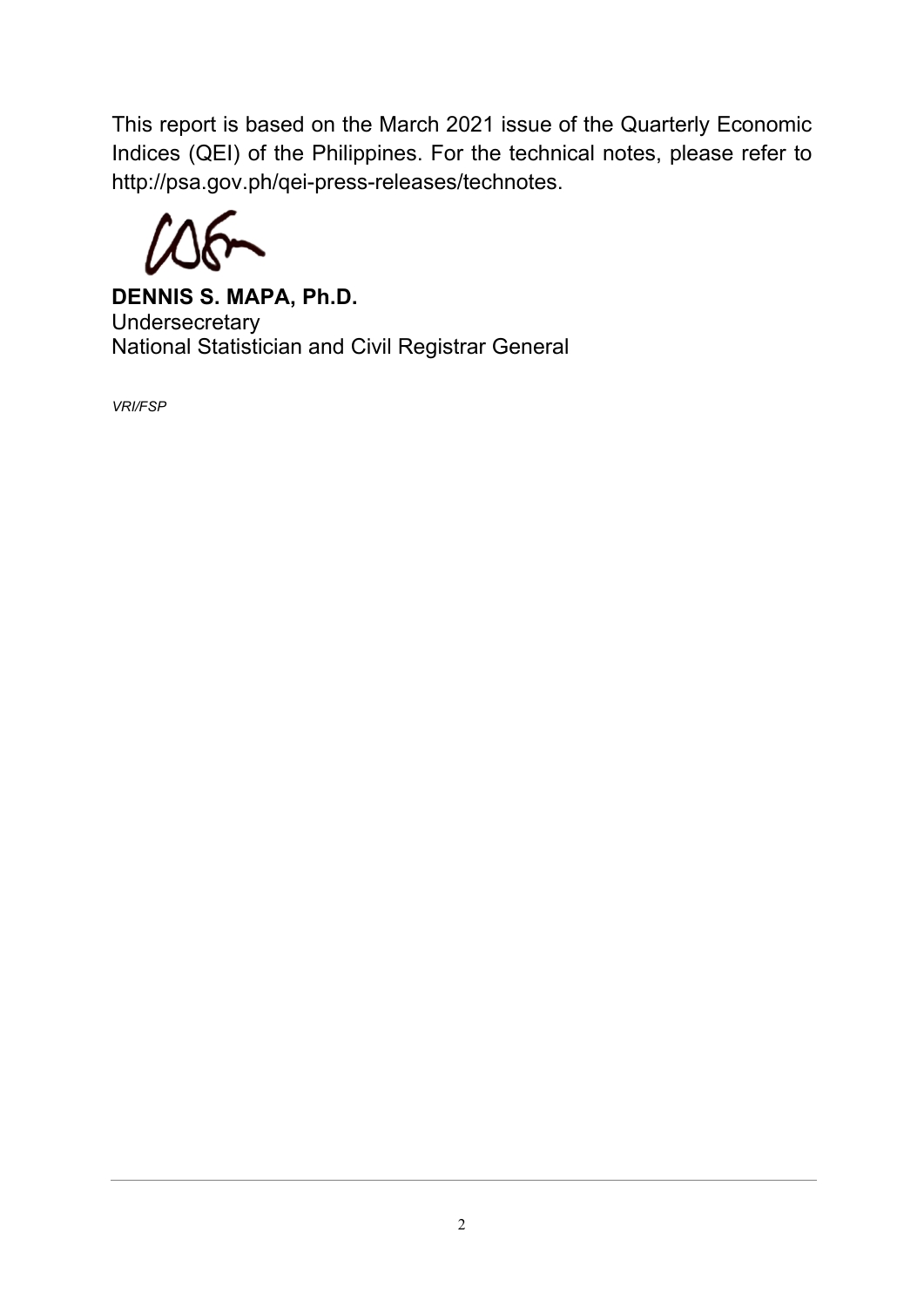This report is based on the March 2021 issue of the Quarterly Economic Indices (QEI) of the Philippines. For the technical notes, please refer to http://psa.gov.ph/qei-press-releases/technotes.

**DENNIS S. MAPA, Ph.D.**
Undersecretary
National Statistician and Civil Registrar General

*VRI/FSP*